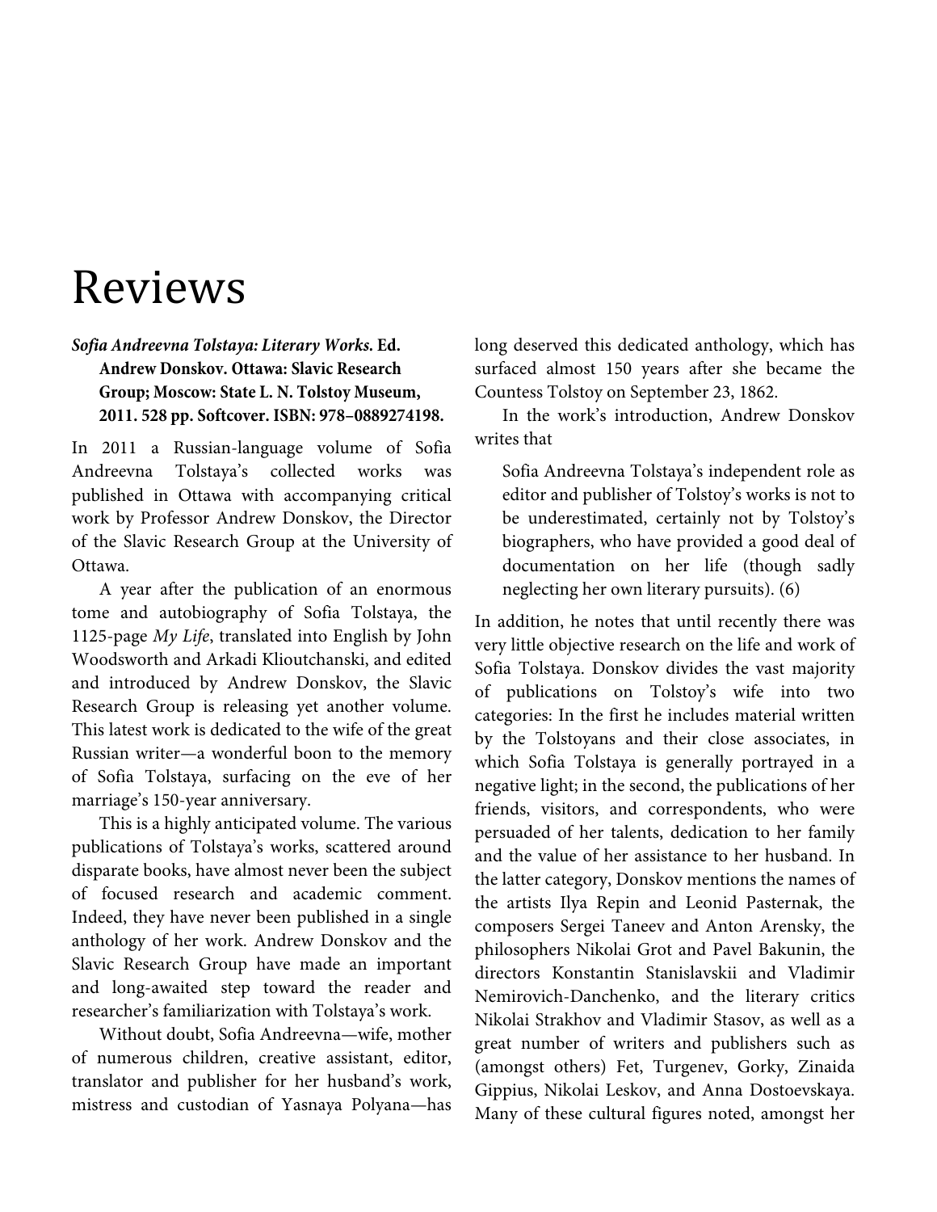# Reviews

***Sofia Andreevna Tolstaya: Literary Works*. Ed. Andrew Donskov. Ottawa: Slavic Research Group; Moscow: State L. N. Tolstoy Museum, 2011. 528 pp. Softcover. ISBN: 978–0889274198.**

In 2011 a Russian-language volume of Sofia Andreevna Tolstaya's collected works was published in Ottawa with accompanying critical work by Professor Andrew Donskov, the Director of the Slavic Research Group at the University of Ottawa.

A year after the publication of an enormous tome and autobiography of Sofia Tolstaya, the 1125-page *My Life*, translated into English by John Woodsworth and Arkadi Klioutchanski, and edited and introduced by Andrew Donskov, the Slavic Research Group is releasing yet another volume. This latest work is dedicated to the wife of the great Russian writer—a wonderful boon to the memory of Sofia Tolstaya, surfacing on the eve of her marriage's 150-year anniversary.

This is a highly anticipated volume. The various publications of Tolstaya's works, scattered around disparate books, have almost never been the subject of focused research and academic comment. Indeed, they have never been published in a single anthology of her work. Andrew Donskov and the Slavic Research Group have made an important and long-awaited step toward the reader and researcher's familiarization with Tolstaya's work.

Without doubt, Sofia Andreevna—wife, mother of numerous children, creative assistant, editor, translator and publisher for her husband's work, mistress and custodian of Yasnaya Polyana—has long deserved this dedicated anthology, which has surfaced almost 150 years after she became the Countess Tolstoy on September 23, 1862.

In the work's introduction, Andrew Donskov writes that

> Sofia Andreevna Tolstaya's independent role as editor and publisher of Tolstoy's works is not to be underestimated, certainly not by Tolstoy's biographers, who have provided a good deal of documentation on her life (though sadly neglecting her own literary pursuits). (6)

In addition, he notes that until recently there was very little objective research on the life and work of Sofia Tolstaya. Donskov divides the vast majority of publications on Tolstoy's wife into two categories: In the first he includes material written by the Tolstoyans and their close associates, in which Sofia Tolstaya is generally portrayed in a negative light; in the second, the publications of her friends, visitors, and correspondents, who were persuaded of her talents, dedication to her family and the value of her assistance to her husband. In the latter category, Donskov mentions the names of the artists Ilya Repin and Leonid Pasternak, the composers Sergei Taneev and Anton Arensky, the philosophers Nikolai Grot and Pavel Bakunin, the directors Konstantin Stanislavskii and Vladimir Nemirovich-Danchenko, and the literary critics Nikolai Strakhov and Vladimir Stasov, as well as a great number of writers and publishers such as (amongst others) Fet, Turgenev, Gorky, Zinaida Gippius, Nikolai Leskov, and Anna Dostoevskaya. Many of these cultural figures noted, amongst her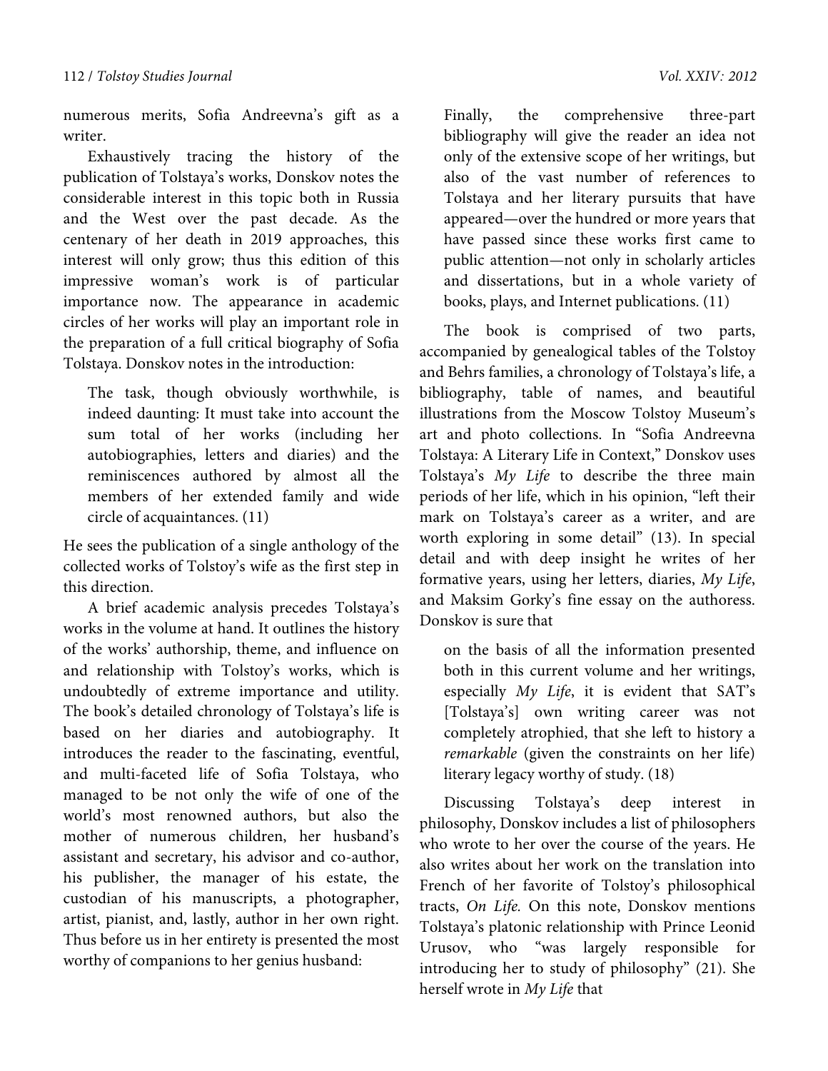numerous merits, Sofia Andreevna's gift as a writer.

Exhaustively tracing the history of the publication of Tolstaya's works, Donskov notes the considerable interest in this topic both in Russia and the West over the past decade. As the centenary of her death in 2019 approaches, this interest will only grow; thus this edition of this impressive woman's work is of particular importance now. The appearance in academic circles of her works will play an important role in the preparation of a full critical biography of Sofia Tolstaya. Donskov notes in the introduction:

> The task, though obviously worthwhile, is indeed daunting: It must take into account the sum total of her works (including her autobiographies, letters and diaries) and the reminiscences authored by almost all the members of her extended family and wide circle of acquaintances. (11)

He sees the publication of a single anthology of the collected works of Tolstoy's wife as the first step in this direction.

A brief academic analysis precedes Tolstaya's works in the volume at hand. It outlines the history of the works' authorship, theme, and influence on and relationship with Tolstoy's works, which is undoubtedly of extreme importance and utility. The book's detailed chronology of Tolstaya's life is based on her diaries and autobiography. It introduces the reader to the fascinating, eventful, and multi-faceted life of Sofia Tolstaya, who managed to be not only the wife of one of the world's most renowned authors, but also the mother of numerous children, her husband's assistant and secretary, his advisor and co-author, his publisher, the manager of his estate, the custodian of his manuscripts, a photographer, artist, pianist, and, lastly, author in her own right. Thus before us in her entirety is presented the most worthy of companions to her genius husband:

> Finally, the comprehensive three-part bibliography will give the reader an idea not only of the extensive scope of her writings, but also of the vast number of references to Tolstaya and her literary pursuits that have appeared—over the hundred or more years that have passed since these works first came to public attention—not only in scholarly articles and dissertations, but in a whole variety of books, plays, and Internet publications. (11)

The book is comprised of two parts, accompanied by genealogical tables of the Tolstoy and Behrs families, a chronology of Tolstaya's life, a bibliography, table of names, and beautiful illustrations from the Moscow Tolstoy Museum's art and photo collections. In "Sofia Andreevna Tolstaya: A Literary Life in Context," Donskov uses Tolstaya's *My Life* to describe the three main periods of her life, which in his opinion, "left their mark on Tolstaya's career as a writer, and are worth exploring in some detail" (13). In special detail and with deep insight he writes of her formative years, using her letters, diaries, *My Life*, and Maksim Gorky's fine essay on the authoress. Donskov is sure that

> on the basis of all the information presented both in this current volume and her writings, especially *My Life*, it is evident that SAT's [Tolstaya's] own writing career was not completely atrophied, that she left to history a *remarkable* (given the constraints on her life) literary legacy worthy of study. (18)

Discussing Tolstaya's deep interest in philosophy, Donskov includes a list of philosophers who wrote to her over the course of the years. He also writes about her work on the translation into French of her favorite of Tolstoy's philosophical tracts, *On Life*. On this note, Donskov mentions Tolstaya's platonic relationship with Prince Leonid Urusov, who "was largely responsible for introducing her to study of philosophy" (21). She herself wrote in *My Life* that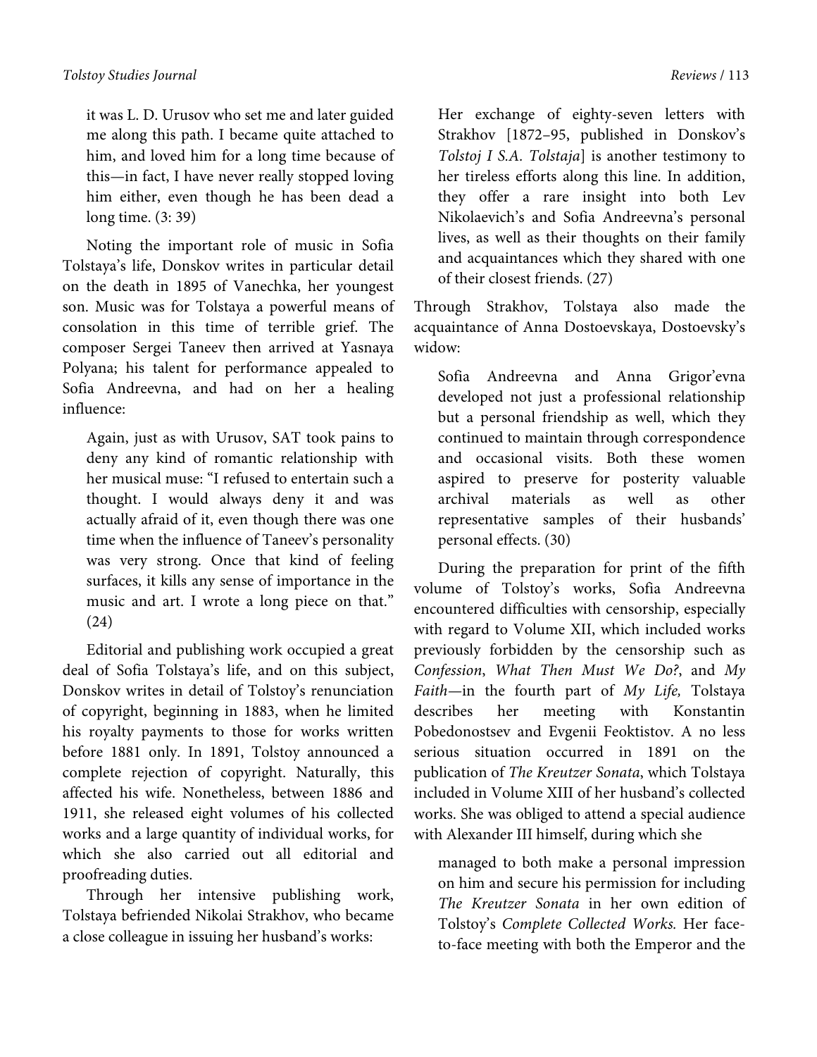> it was L. D. Urusov who set me and later guided me along this path. I became quite attached to him, and loved him for a long time because of this—in fact, I have never really stopped loving him either, even though he has been dead a long time. (3: 39)

Noting the important role of music in Sofia Tolstaya's life, Donskov writes in particular detail on the death in 1895 of Vanechka, her youngest son. Music was for Tolstaya a powerful means of consolation in this time of terrible grief. The composer Sergei Taneev then arrived at Yasnaya Polyana; his talent for performance appealed to Sofia Andreevna, and had on her a healing influence:

> Again, just as with Urusov, SAT took pains to deny any kind of romantic relationship with her musical muse: "I refused to entertain such a thought. I would always deny it and was actually afraid of it, even though there was one time when the influence of Taneev's personality was very strong. Once that kind of feeling surfaces, it kills any sense of importance in the music and art. I wrote a long piece on that." (24)

Editorial and publishing work occupied a great deal of Sofia Tolstaya's life, and on this subject, Donskov writes in detail of Tolstoy's renunciation of copyright, beginning in 1883, when he limited his royalty payments to those for works written before 1881 only. In 1891, Tolstoy announced a complete rejection of copyright. Naturally, this affected his wife. Nonetheless, between 1886 and 1911, she released eight volumes of his collected works and a large quantity of individual works, for which she also carried out all editorial and proofreading duties.

Through her intensive publishing work, Tolstaya befriended Nikolai Strakhov, who became a close colleague in issuing her husband's works:

> Her exchange of eighty-seven letters with Strakhov [1872–95, published in Donskov's *Tolstoj I S.A. Tolstaja*] is another testimony to her tireless efforts along this line. In addition, they offer a rare insight into both Lev Nikolaevich's and Sofia Andreevna's personal lives, as well as their thoughts on their family and acquaintances which they shared with one of their closest friends. (27)

Through Strakhov, Tolstaya also made the acquaintance of Anna Dostoevskaya, Dostoevsky's widow:

> Sofia Andreevna and Anna Grigor'evna developed not just a professional relationship but a personal friendship as well, which they continued to maintain through correspondence and occasional visits. Both these women aspired to preserve for posterity valuable archival materials as well as other representative samples of their husbands' personal effects. (30)

During the preparation for print of the fifth volume of Tolstoy's works, Sofia Andreevna encountered difficulties with censorship, especially with regard to Volume XII, which included works previously forbidden by the censorship such as *Confession*, *What Then Must We Do?*, and *My Faith*—in the fourth part of *My Life,* Tolstaya describes her meeting with Konstantin Pobedonostsev and Evgenii Feoktistov. A no less serious situation occurred in 1891 on the publication of *The Kreutzer Sonata*, which Tolstaya included in Volume XIII of her husband's collected works. She was obliged to attend a special audience with Alexander III himself, during which she

> managed to both make a personal impression on him and secure his permission for including *The Kreutzer Sonata* in her own edition of Tolstoy's *Complete Collected Works.* Her face-to-face meeting with both the Emperor and the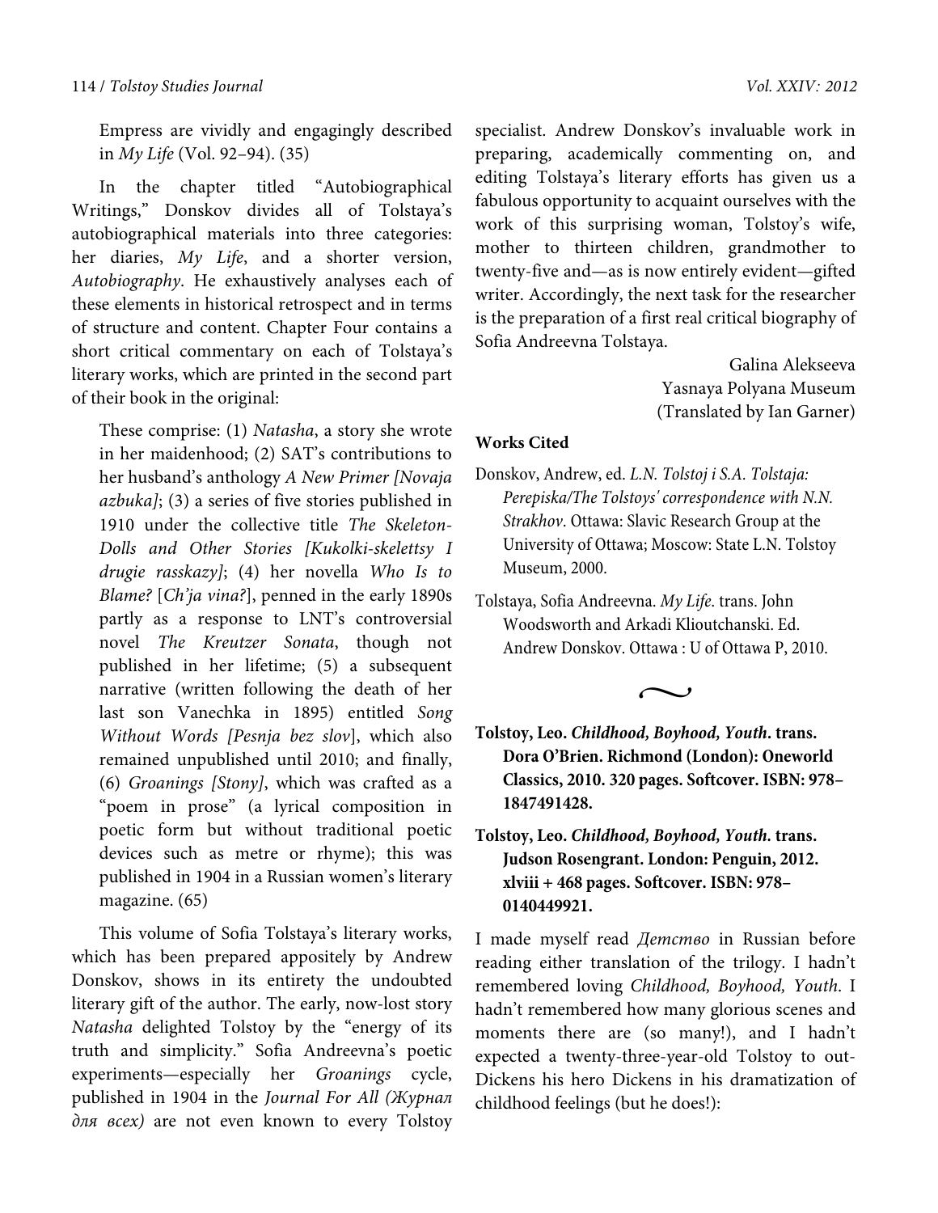Empress are vividly and engagingly described in *My Life* (Vol. 92–94). (35)

In the chapter titled "Autobiographical Writings," Donskov divides all of Tolstaya's autobiographical materials into three categories: her diaries, *My Life*, and a shorter version, *Autobiography*. He exhaustively analyses each of these elements in historical retrospect and in terms of structure and content. Chapter Four contains a short critical commentary on each of Tolstaya's literary works, which are printed in the second part of their book in the original:

> These comprise: (1) *Natasha*, a story she wrote in her maidenhood; (2) SAT's contributions to her husband's anthology *A New Primer [Novaja azbuka]*; (3) a series of five stories published in 1910 under the collective title *The Skeleton-Dolls and Other Stories [Kukolki-skelettsy I drugie rasskazy]*; (4) her novella *Who Is to Blame?* [*Ch'ja vina?*], penned in the early 1890s partly as a response to LNT's controversial novel *The Kreutzer Sonata*, though not published in her lifetime; (5) a subsequent narrative (written following the death of her last son Vanechka in 1895) entitled *Song Without Words [Pesnja bez slov]*, which also remained unpublished until 2010; and finally, (6) *Groanings [Stony]*, which was crafted as a "poem in prose" (a lyrical composition in poetic form but without traditional poetic devices such as metre or rhyme); this was published in 1904 in a Russian women's literary magazine. (65)

This volume of Sofia Tolstaya's literary works, which has been prepared appositely by Andrew Donskov, shows in its entirety the undoubted literary gift of the author. The early, now-lost story *Natasha* delighted Tolstoy by the "energy of its truth and simplicity." Sofia Andreevna's poetic experiments—especially her *Groanings* cycle, published in 1904 in the *Journal For All (Журнал для всех)* are not even known to every Tolstoy specialist. Andrew Donskov's invaluable work in preparing, academically commenting on, and editing Tolstaya's literary efforts has given us a fabulous opportunity to acquaint ourselves with the work of this surprising woman, Tolstoy's wife, mother to thirteen children, grandmother to twenty-five and—as is now entirely evident—gifted writer. Accordingly, the next task for the researcher is the preparation of a first real critical biography of Sofia Andreevna Tolstaya.

Galina Alekseeva
Yasnaya Polyana Museum
(Translated by Ian Garner)

**Works Cited**

Donskov, Andrew, ed. *L.N. Tolstoj i S.A. Tolstaja: Perepiska/The Tolstoys' correspondence with N.N. Strakhov*. Ottawa: Slavic Research Group at the University of Ottawa; Moscow: State L.N. Tolstoy Museum, 2000.

Tolstaya, Sofia Andreevna. *My Life*. trans. John Woodsworth and Arkadi Klioutchanski. Ed. Andrew Donskov. Ottawa : U of Ottawa P, 2010.

~

**Tolstoy, Leo. *Childhood, Boyhood, Youth*. trans. Dora O'Brien. Richmond (London): Oneworld Classics, 2010. 320 pages. Softcover. ISBN: 978–1847491428.**

**Tolstoy, Leo. *Childhood, Boyhood, Youth*. trans. Judson Rosengrant. London: Penguin, 2012. xlviii + 468 pages. Softcover. ISBN: 978–0140449921.**

I made myself read *Детство* in Russian before reading either translation of the trilogy. I hadn't remembered loving *Childhood, Boyhood, Youth*. I hadn't remembered how many glorious scenes and moments there are (so many!), and I hadn't expected a twenty-three-year-old Tolstoy to out-Dickens his hero Dickens in his dramatization of childhood feelings (but he does!):